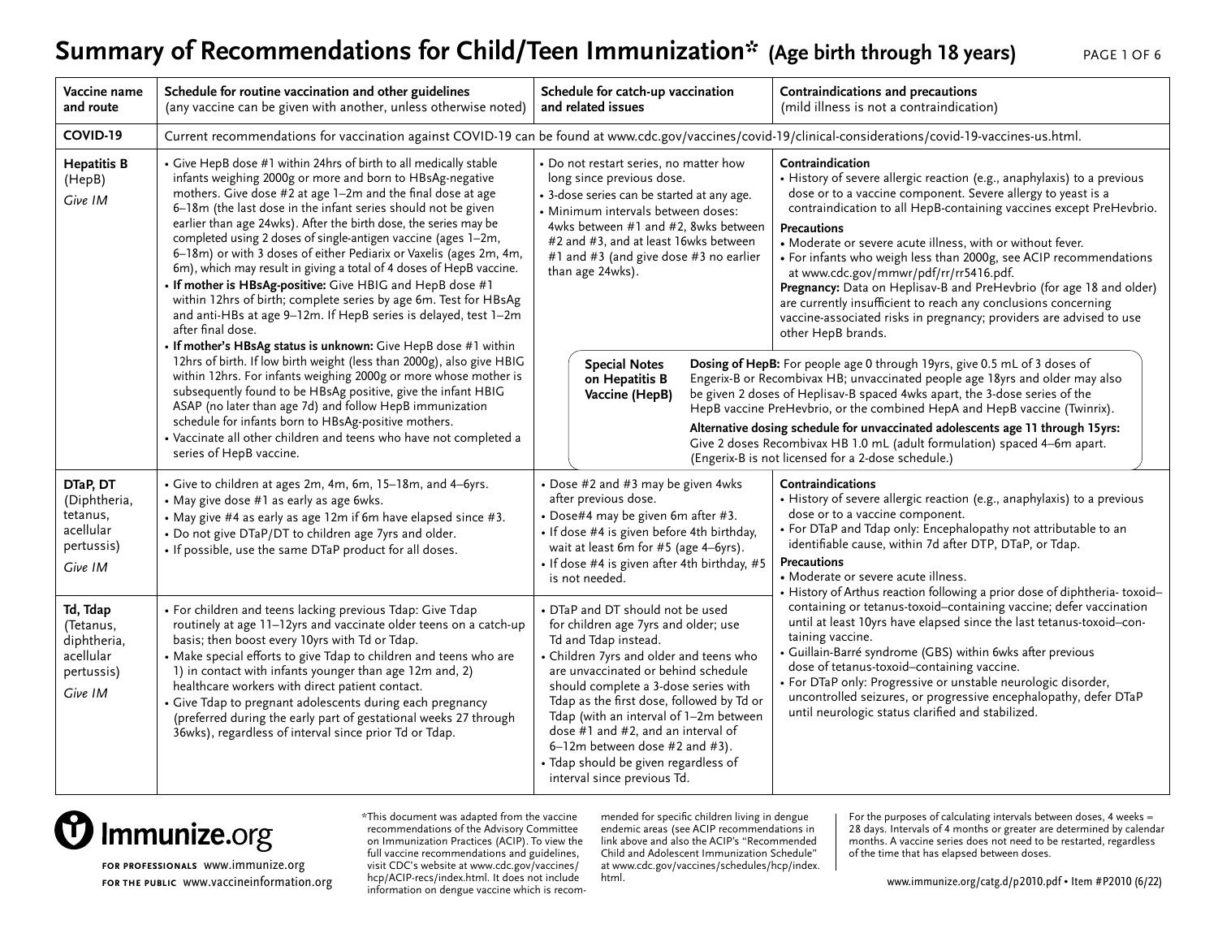# Summary of Recommendations for Child/Teen Immunization* (Age birth through 18 years)

| Vaccine name and route | Schedule for routine vaccination and other guidelines (any vaccine can be given with another, unless otherwise noted) | Schedule for catch-up vaccination and related issues | Contraindications and precautions (mild illness is not a contraindication) |
|---|---|---|---|
| **COVID-19** | Current recommendations for vaccination against COVID-19 can be found at www.cdc.gov/vaccines/covid-19/clinical-considerations/covid-19-vaccines-us.html. | | |
| **Hepatitis B** (HepB) *Give IM* | • Give HepB dose #1 within 24hrs of birth to all medically stable infants weighing 2000g or more and born to HBsAg-negative mothers. Give dose #2 at age 1–2m and the final dose at age 6–18m (the last dose in the infant series should not be given earlier than age 24wks). After the birth dose, the series may be completed using 2 doses of single-antigen vaccine (ages 1–2m, 6–18m) or with 3 doses of either Pediarix or Vaxelis (ages 2m, 4m, 6m), which may result in giving a total of 4 doses of HepB vaccine.<br>• **If mother is HBsAg-positive:** Give HBIG and HepB dose #1 within 12hrs of birth; complete series by age 6m. Test for HBsAg and anti-HBs at age 9–12m. If HepB series is delayed, test 1–2m after final dose.<br>• **If mother's HBsAg status is unknown:** Give HepB dose #1 within 12hrs of birth. If low birth weight (less than 2000g), also give HBIG within 12hrs. For infants weighing 2000g or more whose mother is subsequently found to be HBsAg positive, give the infant HBIG ASAP (no later than age 7d) and follow HepB immunization schedule for infants born to HBsAg-positive mothers.<br>• Vaccinate all other children and teens who have not completed a series of HepB vaccine. | • Do not restart series, no matter how long since previous dose.<br>• 3-dose series can be started at any age.<br>• Minimum intervals between doses: 4wks between #1 and #2, 8wks between #2 and #3, and at least 16wks between #1 and #3 (and give dose #3 no earlier than age 24wks).<br><br>**Special Notes on Hepatitis B Vaccine (HepB)**<br>**Dosing of HepB:** For people age 0 through 19yrs, give 0.5 mL of 3 doses of Engerix-B or Recombivax HB; unvaccinated people age 18yrs and older may also be given 2 doses of Heplisav-B spaced 4wks apart, the 3-dose series of the HepB vaccine PreHevbrio, or the combined HepA and HepB vaccine (Twinrix).<br>**Alternative dosing schedule for unvaccinated adolescents age 11 through 15yrs:** Give 2 doses Recombivax HB 1.0 mL (adult formulation) spaced 4–6m apart. (Engerix-B is not licensed for a 2-dose schedule.) | **Contraindication**<br>• History of severe allergic reaction (e.g., anaphylaxis) to a previous dose or to a vaccine component. Severe allergy to yeast is a contraindication to all HepB-containing vaccines except PreHevbrio.<br>**Precautions**<br>• Moderate or severe acute illness, with or without fever.<br>• For infants who weigh less than 2000g, see ACIP recommendations at www.cdc.gov/mmwr/pdf/rr/rr5416.pdf.<br>**Pregnancy:** Data on Heplisav-B and PreHevbrio (for age 18 and older) are currently insufficient to reach any conclusions concerning vaccine-associated risks in pregnancy; providers are advised to use other HepB brands. |
| **DTaP, DT** (Diphtheria, tetanus, acellular pertussis) *Give IM* | • Give to children at ages 2m, 4m, 6m, 15–18m, and 4–6yrs.<br>• May give dose #1 as early as age 6wks.<br>• May give #4 as early as age 12m if 6m have elapsed since #3.<br>• Do not give DTaP/DT to children age 7yrs and older.<br>• If possible, use the same DTaP product for all doses. | • Dose #2 and #3 may be given 4wks after previous dose.<br>• Dose#4 may be given 6m after #3.<br>• If dose #4 is given before 4th birthday, wait at least 6m for #5 (age 4–6yrs).<br>• If dose #4 is given after 4th birthday, #5 is not needed. | **Contraindications**<br>• History of severe allergic reaction (e.g., anaphylaxis) to a previous dose or to a vaccine component.<br>• For DTaP and Tdap only: Encephalopathy not attributable to an identifiable cause, within 7d after DTP, DTaP, or Tdap.<br>**Precautions**<br>• Moderate or severe acute illness.<br>• History of Arthus reaction following a prior dose of diphtheria- toxoid–containing or tetanus-toxoid–containing vaccine; defer vaccination until at least 10yrs have elapsed since the last tetanus-toxoid–containing vaccine.<br>• Guillain-Barré syndrome (GBS) within 6wks after previous dose of tetanus-toxoid–containing vaccine.<br>• For DTaP only: Progressive or unstable neurologic disorder, uncontrolled seizures, or progressive encephalopathy, defer DTaP until neurologic status clarified and stabilized. |
| **Td, Tdap** (Tetanus, diphtheria, acellular pertussis) *Give IM* | • For children and teens lacking previous Tdap: Give Tdap routinely at age 11–12yrs and vaccinate older teens on a catch-up basis; then boost every 10yrs with Td or Tdap.<br>• Make special efforts to give Tdap to children and teens who are 1) in contact with infants younger than age 12m and, 2) healthcare workers with direct patient contact.<br>• Give Tdap to pregnant adolescents during each pregnancy (preferred during the early part of gestational weeks 27 through 36wks), regardless of interval since prior Td or Tdap. | • DTaP and DT should not be used for children age 7yrs and older; use Td and Tdap instead.<br>• Children 7yrs and older and teens who are unvaccinated or behind schedule should complete a 3-dose series with Tdap as the first dose, followed by Td or Tdap (with an interval of 1–2m between dose #1 and #2, and an interval of 6–12m between dose #2 and #3).<br>• Tdap should be given regardless of interval since previous Td. | |

Immunize.org

FOR PROFESSIONALS www.immunize.org
FOR THE PUBLIC www.vaccineinformation.org

*This document was adapted from the vaccine recommendations of the Advisory Committee on Immunization Practices (ACIP). To view the full vaccine recommendations and guidelines, visit CDC's website at www.cdc.gov/vaccines/hcp/ACIP-recs/index.html. It does not include information on dengue vaccine which is recommended for specific children living in dengue endemic areas (see ACIP recommendations in link above and also the ACIP's "Recommended Child and Adolescent Immunization Schedule" at www.cdc.gov/vaccines/schedules/hcp/index.html.

For the purposes of calculating intervals between doses, 4 weeks = 28 days. Intervals of 4 months or greater are determined by calendar months. A vaccine series does not need to be restarted, regardless of the time that has elapsed between doses.

www.immunize.org/catg.d/p2010.pdf • Item #P2010 (6/22)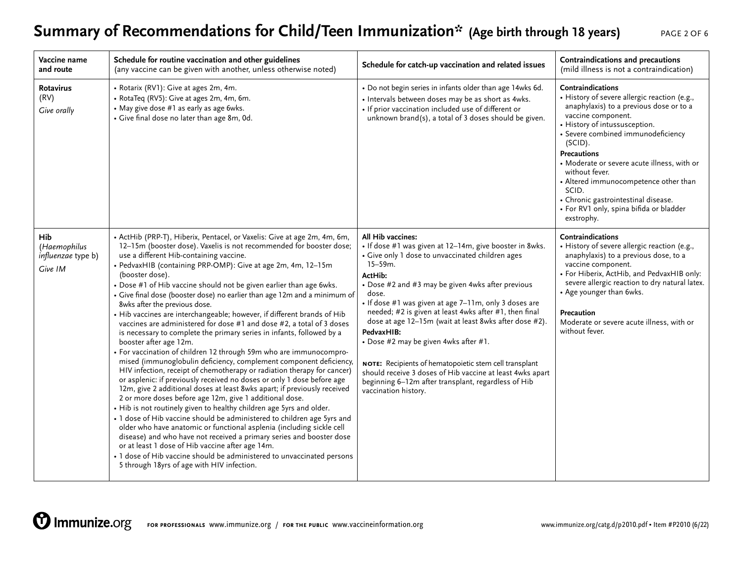# Summary of Recommendations for Child/Teen Immunization* (Age birth through 18 years)

| Vaccine name and route | Schedule for routine vaccination and other guidelines (any vaccine can be given with another, unless otherwise noted) | Schedule for catch-up vaccination and related issues | Contraindications and precautions (mild illness is not a contraindication) |
|---|---|---|---|
| **Rotavirus** (RV) *Give orally* | • Rotarix (RV1): Give at ages 2m, 4m.<br>• RotaTeq (RV5): Give at ages 2m, 4m, 6m.<br>• May give dose #1 as early as age 6wks.<br>• Give final dose no later than age 8m, 0d. | • Do not begin series in infants older than age 14wks 6d.<br>• Intervals between doses may be as short as 4wks.<br>• If prior vaccination included use of different or unknown brand(s), a total of 3 doses should be given. | **Contraindications**<br>• History of severe allergic reaction (e.g., anaphylaxis) to a previous dose or to a vaccine component.<br>• History of intussusception.<br>• Severe combined immunodeficiency (SCID).<br>**Precautions**<br>• Moderate or severe acute illness, with or without fever.<br>• Altered immunocompetence other than SCID.<br>• Chronic gastrointestinal disease.<br>• For RV1 only, spina bifida or bladder exstrophy. |
| **Hib** (*Haemophilus influenzae* type b) *Give IM* | • ActHib (PRP-T), Hiberix, Pentacel, or Vaxelis: Give at age 2m, 4m, 6m, 12–15m (booster dose). Vaxelis is not recommended for booster dose; use a different Hib-containing vaccine.<br>• PedvaxHIB (containing PRP-OMP): Give at age 2m, 4m, 12–15m (booster dose).<br>• Dose #1 of Hib vaccine should not be given earlier than age 6wks.<br>• Give final dose (booster dose) no earlier than age 12m and a minimum of 8wks after the previous dose.<br>• Hib vaccines are interchangeable; however, if different brands of Hib vaccines are administered for dose #1 and dose #2, a total of 3 doses is necessary to complete the primary series in infants, followed by a booster after age 12m.<br>• For vaccination of children 12 through 59m who are immunocompromised (immunoglobulin deficiency, complement component deficiency, HIV infection, receipt of chemotherapy or radiation therapy for cancer) or asplenic: if previously received no doses or only 1 dose before age 12m, give 2 additional doses at least 8wks apart; if previously received 2 or more doses before age 12m, give 1 additional dose.<br>• Hib is not routinely given to healthy children age 5yrs and older.<br>• 1 dose of Hib vaccine should be administered to children age 5yrs and older who have anatomic or functional asplenia (including sickle cell disease) and who have not received a primary series and booster dose or at least 1 dose of Hib vaccine after age 14m.<br>• 1 dose of Hib vaccine should be administered to unvaccinated persons 5 through 18yrs of age with HIV infection. | **All Hib vaccines:**<br>• If dose #1 was given at 12–14m, give booster in 8wks.<br>• Give only 1 dose to unvaccinated children ages 15–59m.<br>**ActHib:**<br>• Dose #2 and #3 may be given 4wks after previous dose.<br>• If dose #1 was given at age 7–11m, only 3 doses are needed; #2 is given at least 4wks after #1, then final dose at age 12–15m (wait at least 8wks after dose #2).<br>**PedvaxHIB:**<br>• Dose #2 may be given 4wks after #1.<br><br>**NOTE:** Recipients of hematopoietic stem cell transplant should receive 3 doses of Hib vaccine at least 4wks apart beginning 6–12m after transplant, regardless of Hib vaccination history. | **Contraindications**<br>• History of severe allergic reaction (e.g., anaphylaxis) to a previous dose, to a vaccine component.<br>• For Hiberix, ActHib, and PedvaxHIB only: severe allergic reaction to dry natural latex.<br>• Age younger than 6wks.<br><br>**Precaution**<br>Moderate or severe acute illness, with or without fever. |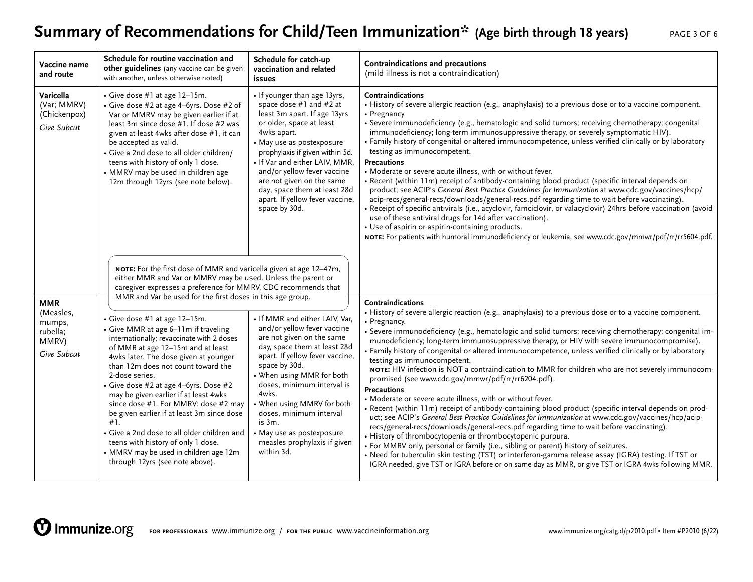# Summary of Recommendations for Child/Teen Immunization* (Age birth through 18 years)

| Vaccine name and route | Schedule for routine vaccination and other guidelines (any vaccine can be given with another, unless otherwise noted) | Schedule for catch-up vaccination and related issues | Contraindications and precautions (mild illness is not a contraindication) |
|---|---|---|---|
| **Varicella** (Var; MMRV) (Chickenpox) *Give Subcut* | • Give dose #1 at age 12–15m.<br>• Give dose #2 at age 4–6yrs. Dose #2 of Var or MMRV may be given earlier if at least 3m since dose #1. If dose #2 was given at least 4wks after dose #1, it can be accepted as valid.<br>• Give a 2nd dose to all older children/teens with history of only 1 dose.<br>• MMRV may be used in children age 12m through 12yrs (see note below). | • If younger than age 13yrs, space dose #1 and #2 at least 3m apart. If age 13yrs or older, space at least 4wks apart.<br>• May use as postexposure prophylaxis if given within 5d.<br>• If Var and either LAIV, MMR, and/or yellow fever vaccine are not given on the same day, space them at least 28d apart. If yellow fever vaccine, space by 30d. | **Contraindications**<br>• History of severe allergic reaction (e.g., anaphylaxis) to a previous dose or to a vaccine component.<br>• Pregnancy<br>• Severe immunodeficiency (e.g., hematologic and solid tumors; receiving chemotherapy; congenital immunodeficiency; long-term immunosuppressive therapy, or severely symptomatic HIV).<br>• Family history of congenital or altered immunocompetence, unless verified clinically or by laboratory testing as immunocompetent.<br>**Precautions**<br>• Moderate or severe acute illness, with or without fever.<br>• Recent (within 11m) receipt of antibody-containing blood product (specific interval depends on product; see ACIP's *General Best Practice Guidelines for Immunization* at www.cdc.gov/vaccines/hcp/acip-recs/general-recs/downloads/general-recs.pdf regarding time to wait before vaccinating).<br>• Receipt of specific antivirals (i.e., acyclovir, famciclovir, or valacyclovir) 24hrs before vaccination (avoid use of these antiviral drugs for 14d after vaccination).<br>• Use of aspirin or aspirin-containing products.<br>**NOTE:** For patients with humoral immunodeficiency or leukemia, see www.cdc.gov/mmwr/pdf/rr/rr5604.pdf. |
| | **NOTE:** For the first dose of MMR and varicella given at age 12–47m, either MMR and Var or MMRV may be used. Unless the parent or caregiver expresses a preference for MMRV, CDC recommends that MMR and Var be used for the first doses in this age group. | | |
| **MMR** (Measles, mumps, rubella; MMRV) *Give Subcut* | • Give dose #1 at age 12–15m.<br>• Give MMR at age 6–11m if traveling internationally; revaccinate with 2 doses of MMR at age 12–15m and at least 4wks later. The dose given at younger than 12m does not count toward the 2-dose series.<br>• Give dose #2 at age 4–6yrs. Dose #2 may be given earlier if at least 4wks since dose #1. For MMRV: dose #2 may be given earlier if at least 3m since dose #1.<br>• Give a 2nd dose to all older children and teens with history of only 1 dose.<br>• MMRV may be used in children age 12m through 12yrs (see note above). | • If MMR and either LAIV, Var, and/or yellow fever vaccine are not given on the same day, space them at least 28d apart. If yellow fever vaccine, space by 30d.<br>• When using MMR for both doses, minimum interval is 4wks.<br>• When using MMRV for both doses, minimum interval is 3m.<br>• May use as postexposure measles prophylaxis if given within 3d. | **Contraindications**<br>• History of severe allergic reaction (e.g., anaphylaxis) to a previous dose or to a vaccine component.<br>• Pregnancy.<br>• Severe immunodeficiency (e.g., hematologic and solid tumors; receiving chemotherapy; congenital immunodeficiency; long-term immunosuppressive therapy, or HIV with severe immunocompromise).<br>• Family history of congenital or altered immunocompetence, unless verified clinically or by laboratory testing as immunocompetent.<br>**NOTE:** HIV infection is NOT a contraindication to MMR for children who are not severely immunocompromised (see www.cdc.gov/mmwr/pdf/rr/rr6204.pdf).<br>**Precautions**<br>• Moderate or severe acute illness, with or without fever.<br>• Recent (within 11m) receipt of antibody-containing blood product (specific interval depends on product; see ACIP's *General Best Practice Guidelines for Immunization* at www.cdc.gov/vaccines/hcp/acip-recs/general-recs/downloads/general-recs.pdf regarding time to wait before vaccinating).<br>• History of thrombocytopenia or thrombocytopenic purpura.<br>• For MMRV only, personal or family (i.e., sibling or parent) history of seizures.<br>• Need for tuberculin skin testing (TST) or interferon-gamma release assay (IGRA) testing. If TST or IGRA needed, give TST or IGRA before or on same day as MMR, or give TST or IGRA 4wks following MMR. |

Immunize.org **FOR PROFESSIONALS** www.immunize.org / **FOR THE PUBLIC** www.vaccineinformation.org

www.immunize.org/catg.d/p2010.pdf • Item #P2010 (6/22)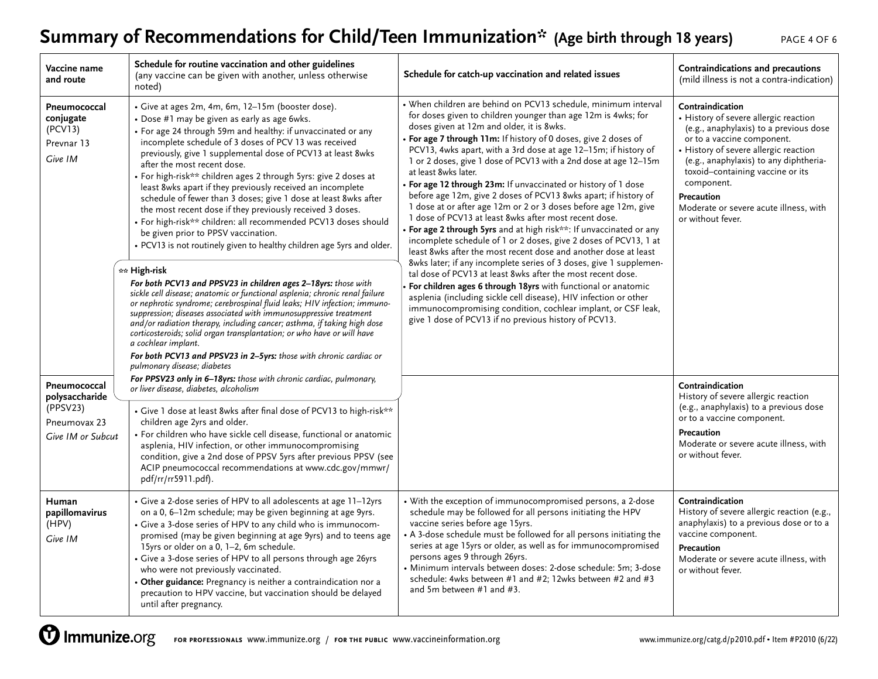# Summary of Recommendations for Child/Teen Immunization* (Age birth through 18 years)

| Vaccine name and route | Schedule for routine vaccination and other guidelines (any vaccine can be given with another, unless otherwise noted) | Schedule for catch-up vaccination and related issues | Contraindications and precautions (mild illness is not a contra-indication) |
|---|---|---|---|
| **Pneumococcal conjugate** (PCV13) Prevnar 13 *Give IM* | • Give at ages 2m, 4m, 6m, 12–15m (booster dose).<br>• Dose #1 may be given as early as age 6wks.<br>• For age 24 through 59m and healthy: if unvaccinated or any incomplete schedule of 3 doses of PCV 13 was received previously, give 1 supplemental dose of PCV13 at least 8wks after the most recent dose.<br>• For high-risk** children ages 2 through 5yrs: give 2 doses at least 8wks apart if they previously received an incomplete schedule of fewer than 3 doses; give 1 dose at least 8wks after the most recent dose if they previously received 3 doses.<br>• For high-risk** children: all recommended PCV13 doses should be given prior to PPSV vaccination.<br>• PCV13 is not routinely given to healthy children age 5yrs and older.<br><br>** **High-risk**<br>***For both PCV13 and PPSV23 in children ages 2–18yrs:*** *those with sickle cell disease; anatomic or functional asplenia; chronic renal failure or nephrotic syndrome; cerebrospinal fluid leaks; HIV infection; immunosuppression; diseases associated with immunosuppressive treatment and/or radiation therapy, including cancer; asthma, if taking high dose corticosteroids; solid organ transplantation; or who have or will have a cochlear implant.*<br>***For both PCV13 and PPSV23 in 2–5yrs:*** *those with chronic cardiac or pulmonary disease; diabetes*<br>***For PPSV23 only in 6–18yrs:*** *those with chronic cardiac, pulmonary, or liver disease, diabetes, alcoholism* | • When children are behind on PCV13 schedule, minimum interval for doses given to children younger than age 12m is 4wks; for doses given at 12m and older, it is 8wks.<br>• **For age 7 through 11m:** If history of 0 doses, give 2 doses of PCV13, 4wks apart, with a 3rd dose at age 12–15m; if history of 1 or 2 doses, give 1 dose of PCV13 with a 2nd dose at age 12–15m at least 8wks later.<br>• **For age 12 through 23m:** If unvaccinated or history of 1 dose before age 12m, give 2 doses of PCV13 8wks apart; if history of 1 dose at or after age 12m or 2 or 3 doses before age 12m, give 1 dose of PCV13 at least 8wks after most recent dose.<br>• **For age 2 through 5yrs** and at high risk**: If unvaccinated or any incomplete schedule of 1 or 2 doses, give 2 doses of PCV13, 1 at least 8wks after the most recent dose and another dose at least 8wks later; if any incomplete series of 3 doses, give 1 supplemental dose of PCV13 at least 8wks after the most recent dose.<br>• **For children ages 6 through 18yrs** with functional or anatomic asplenia (including sickle cell disease), HIV infection or other immunocompromising condition, cochlear implant, or CSF leak, give 1 dose of PCV13 if no previous history of PCV13. | **Contraindication**<br>• History of severe allergic reaction (e.g., anaphylaxis) to a previous dose or to a vaccine component.<br>• History of severe allergic reaction (e.g., anaphylaxis) to any diphtheria-toxoid–containing vaccine or its component.<br>**Precaution**<br>Moderate or severe acute illness, with or without fever. |
| **Pneumococcal polysaccharide** (PPSV23) Pneumovax 23 *Give IM or Subcut* | • Give 1 dose at least 8wks after final dose of PCV13 to high-risk** children age 2yrs and older.<br>• For children who have sickle cell disease, functional or anatomic asplenia, HIV infection, or other immunocompromising condition, give a 2nd dose of PPSV 5yrs after previous PPSV (see ACIP pneumococcal recommendations at www.cdc.gov/mmwr/pdf/rr/rr5911.pdf). | | **Contraindication**<br>History of severe allergic reaction (e.g., anaphylaxis) to a previous dose or to a vaccine component.<br>**Precaution**<br>Moderate or severe acute illness, with or without fever. |
| **Human papillomavirus** (HPV) *Give IM* | • Give a 2-dose series of HPV to all adolescents at age 11–12yrs on a 0, 6–12m schedule; may be given beginning at age 9yrs.<br>• Give a 3-dose series of HPV to any child who is immunocompromised (may be given beginning at age 9yrs) and to teens age 15yrs or older on a 0, 1–2, 6m schedule.<br>• Give a 3-dose series of HPV to all persons through age 26yrs who were not previously vaccinated.<br>• **Other guidance:** Pregnancy is neither a contraindication nor a precaution to HPV vaccine, but vaccination should be delayed until after pregnancy. | • With the exception of immunocompromised persons, a 2-dose schedule may be followed for all persons initiating the HPV vaccine series before age 15yrs.<br>• A 3-dose schedule must be followed for all persons initiating the series at age 15yrs or older, as well as for immunocompromised persons ages 9 through 26yrs.<br>• Minimum intervals between doses: 2-dose schedule: 5m; 3-dose schedule: 4wks between #1 and #2; 12wks between #2 and #3 and 5m between #1 and #3. | **Contraindication**<br>History of severe allergic reaction (e.g., anaphylaxis) to a previous dose or to a vaccine component.<br>**Precaution**<br>Moderate or severe acute illness, with or without fever. |

Immunize.org FOR PROFESSIONALS www.immunize.org / FOR THE PUBLIC www.vaccineinformation.org

www.immunize.org/catg.d/p2010.pdf • Item #P2010 (6/22)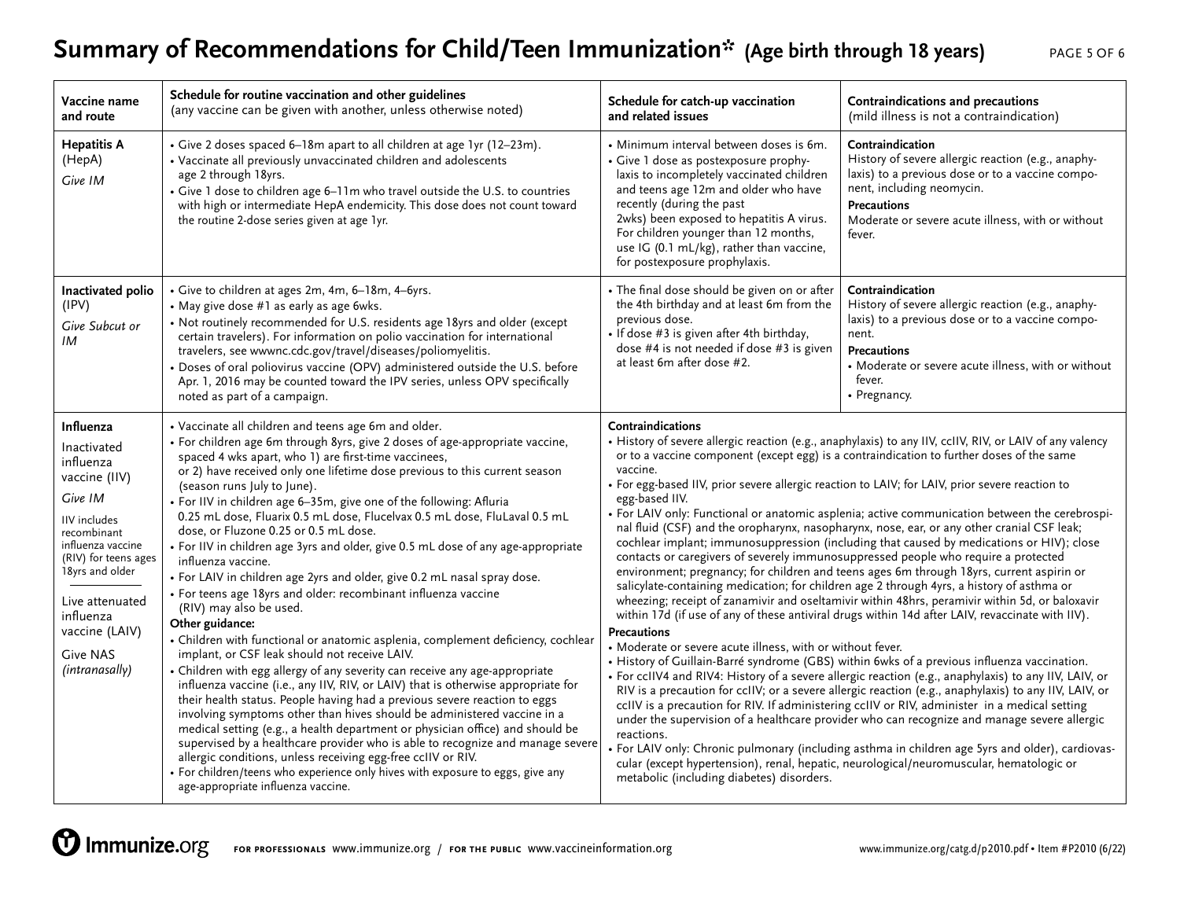# Summary of Recommendations for Child/Teen Immunization* (Age birth through 18 years)

| Vaccine name and route | Schedule for routine vaccination and other guidelines (any vaccine can be given with another, unless otherwise noted) | Schedule for catch-up vaccination and related issues | Contraindications and precautions (mild illness is not a contraindication) |
|---|---|---|---|
| **Hepatitis A** (HepA) *Give IM* | • Give 2 doses spaced 6–18m apart to all children at age 1yr (12–23m).<br>• Vaccinate all previously unvaccinated children and adolescents age 2 through 18yrs.<br>• Give 1 dose to children age 6–11m who travel outside the U.S. to countries with high or intermediate HepA endemicity. This dose does not count toward the routine 2-dose series given at age 1yr. | • Minimum interval between doses is 6m.<br>• Give 1 dose as postexposure prophylaxis to incompletely vaccinated children and teens age 12m and older who have recently (during the past 2wks) been exposed to hepatitis A virus. For children younger than 12 months, use IG (0.1 mL/kg), rather than vaccine, for postexposure prophylaxis. | **Contraindication**<br>History of severe allergic reaction (e.g., anaphylaxis) to a previous dose or to a vaccine component, including neomycin.<br>**Precautions**<br>Moderate or severe acute illness, with or without fever. |
| **Inactivated polio** (IPV) *Give Subcut or IM* | • Give to children at ages 2m, 4m, 6–18m, 4–6yrs.<br>• May give dose #1 as early as age 6wks.<br>• Not routinely recommended for U.S. residents age 18yrs and older (except certain travelers). For information on polio vaccination for international travelers, see wwwnc.cdc.gov/travel/diseases/poliomyelitis.<br>• Doses of oral poliovirus vaccine (OPV) administered outside the U.S. before Apr. 1, 2016 may be counted toward the IPV series, unless OPV specifically noted as part of a campaign. | • The final dose should be given on or after the 4th birthday and at least 6m from the previous dose.<br>• If dose #3 is given after 4th birthday, dose #4 is not needed if dose #3 is given at least 6m after dose #2. | **Contraindication**<br>History of severe allergic reaction (e.g., anaphylaxis) to a previous dose or to a vaccine component.<br>**Precautions**<br>• Moderate or severe acute illness, with or without fever.<br>• Pregnancy. |
| **Influenza**<br>Inactivated influenza vaccine (IIV)<br>*Give IM*<br>IIV includes recombinant influenza vaccine (RIV) for teens ages 18yrs and older<br>———<br>Live attenuated influenza vaccine (LAIV)<br>Give NAS *(intranasally)* | • Vaccinate all children and teens age 6m and older.<br>• For children age 6m through 8yrs, give 2 doses of age-appropriate vaccine, spaced 4 wks apart, who 1) are first-time vaccinees, or 2) have received only one lifetime dose previous to this current season (season runs July to June).<br>• For IIV in children age 6–35m, give one of the following: Afluria 0.25 mL dose, Fluarix 0.5 mL dose, Flucelvax 0.5 mL dose, FluLaval 0.5 mL dose, or Fluzone 0.25 or 0.5 mL dose.<br>• For IIV in children age 3yrs and older, give 0.5 mL dose of any age-appropriate influenza vaccine.<br>• For LAIV in children age 2yrs and older, give 0.2 mL nasal spray dose.<br>• For teens age 18yrs and older: recombinant influenza vaccine (RIV) may also be used.<br>**Other guidance:**<br>• Children with functional or anatomic asplenia, complement deficiency, cochlear implant, or CSF leak should not receive LAIV.<br>• Children with egg allergy of any severity can receive any age-appropriate influenza vaccine (i.e., any IIV, RIV, or LAIV) that is otherwise appropriate for their health status. People having had a previous severe reaction to eggs involving symptoms other than hives should be administered vaccine in a medical setting (e.g., a health department or physician office) and should be supervised by a healthcare provider who is able to recognize and manage severe allergic conditions, unless receiving egg-free ccIIV or RIV.<br>• For children/teens who experience only hives with exposure to eggs, give any age-appropriate influenza vaccine. | **Contraindications**<br>• History of severe allergic reaction (e.g., anaphylaxis) to any IIV, ccIIV, RIV, or LAIV of any valency or to a vaccine component (except egg) is a contraindication to further doses of the same vaccine.<br>• For egg-based IIV, prior severe allergic reaction to LAIV; for LAIV, prior severe reaction to egg-based IIV.<br>• For LAIV only: Functional or anatomic asplenia; active communication between the cerebrospinal fluid (CSF) and the oropharynx, nasopharynx, nose, ear, or any other cranial CSF leak; cochlear implant; immunosuppression (including that caused by medications or HIV); close contacts or caregivers of severely immunosuppressed people who require a protected environment; pregnancy; for children and teens ages 6m through 18yrs, current aspirin or salicylate-containing medication; for children age 2 through 4yrs, a history of asthma or wheezing; receipt of zanamivir and oseltamivir within 48hrs, peramivir within 5d, or baloxavir within 17d (if use of any of these antiviral drugs within 14d after LAIV, revaccinate with IIV).<br>**Precautions**<br>• Moderate or severe acute illness, with or without fever.<br>• History of Guillain-Barré syndrome (GBS) within 6wks of a previous influenza vaccination.<br>• For ccIIV4 and RIV4: History of a severe allergic reaction (e.g., anaphylaxis) to any IIV, LAIV, or RIV is a precaution for ccIIV; or a severe allergic reaction (e.g., anaphylaxis) to any IIV, LAIV, or ccIIV is a precaution for RIV. If administering ccIIV or RIV, administer in a medical setting under the supervision of a healthcare provider who can recognize and manage severe allergic reactions.<br>• For LAIV only: Chronic pulmonary (including asthma in children age 5yrs and older), cardiovascular (except hypertension), renal, hepatic, neurological/neuromuscular, hematologic or metabolic (including diabetes) disorders. | |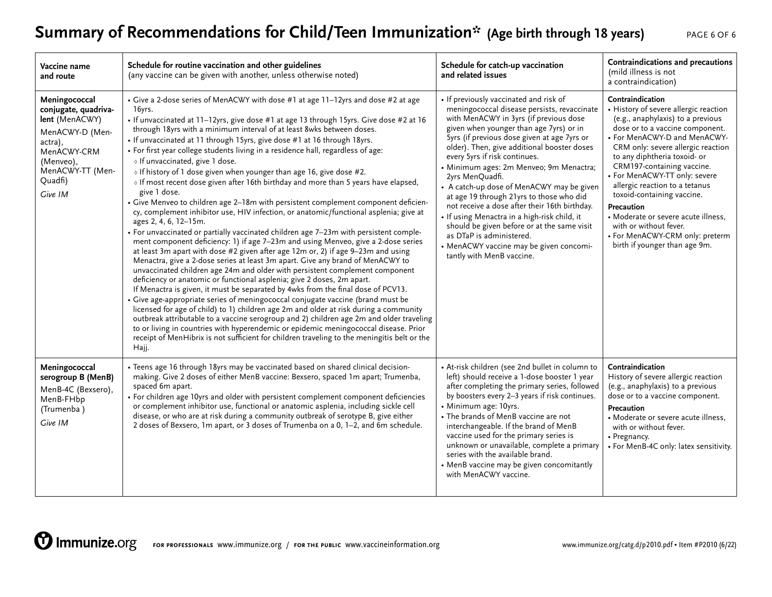# Summary of Recommendations for Child/Teen Immunization* (Age birth through 18 years)

| Vaccine name and route | Schedule for routine vaccination and other guidelines (any vaccine can be given with another, unless otherwise noted) | Schedule for catch-up vaccination and related issues | Contraindications and precautions (mild illness is not a contraindication) |
|---|---|---|---|
| **Meningococcal conjugate, quadrivalent** (MenACWY)<br>MenACWY-D (Menactra),<br>MenACWY-CRM (Menveo),<br>MenACWY-TT (MenQuadfi)<br>*Give IM* | • Give a 2-dose series of MenACWY with dose #1 at age 11–12yrs and dose #2 at age 16yrs.<br>• If unvaccinated at 11–12yrs, give dose #1 at age 13 through 15yrs. Give dose #2 at 16 through 18yrs with a minimum interval of at least 8wks between doses.<br>• If unvaccinated at 11 through 15yrs, give dose #1 at 16 through 18yrs.<br>• For first year college students living in a residence hall, regardless of age:<br>◊ If unvaccinated, give 1 dose.<br>◊ If history of 1 dose given when younger than age 16, give dose #2.<br>◊ If most recent dose given after 16th birthday and more than 5 years have elapsed, give 1 dose.<br>• Give Menveo to children age 2–18m with persistent complement component deficiency, complement inhibitor use, HIV infection, or anatomic/functional asplenia; give at ages 2, 4, 6, 12–15m.<br>• For unvaccinated or partially vaccinated children age 7–23m with persistent complement component deficiency: 1) if age 7–23m and using Menveo, give a 2-dose series at least 3m apart with dose #2 given after age 12m or, 2) if age 9–23m and using Menactra, give a 2-dose series at least 3m apart. Give any brand of MenACWY to unvaccinated children age 24m and older with persistent complement component deficiency or anatomic or functional asplenia; give 2 doses, 2m apart. If Menactra is given, it must be separated by 4wks from the final dose of PCV13.<br>• Give age-appropriate series of meningococcal conjugate vaccine (brand must be licensed for age of child) to 1) children age 2m and older at risk during a community outbreak attributable to a vaccine serogroup and 2) children age 2m and older traveling to or living in countries with hyperendemic or epidemic meningococcal disease. Prior receipt of MenHibrix is not sufficient for children traveling to the meningitis belt or the Hajj. | • If previously vaccinated and risk of meningococcal disease persists, revaccinate with MenACWY in 3yrs (if previous dose given when younger than age 7yrs) or in 5yrs (if previous dose given at age 7yrs or older). Then, give additional booster doses every 5yrs if risk continues.<br>• Minimum ages: 2m Menveo; 9m Menactra; 2yrs MenQuadfi.<br>• A catch-up dose of MenACWY may be given at age 19 through 21yrs to those who did not receive a dose after their 16th birthday.<br>• If using Menactra in a high-risk child, it should be given before or at the same visit as DTaP is administered.<br>• MenACWY vaccine may be given concomitantly with MenB vaccine. | **Contraindication**<br>• History of severe allergic reaction (e.g., anaphylaxis) to a previous dose or to a vaccine component.<br>• For MenACWY-D and MenACWY-CRM only: severe allergic reaction to any diphtheria toxoid- or CRM197-containing vaccine.<br>• For MenACWY-TT only: severe allergic reaction to a tetanus toxoid-containing vaccine.<br>**Precaution**<br>• Moderate or severe acute illness, with or without fever.<br>• For MenACWY-CRM only: preterm birth if younger than age 9m. |
| **Meningococcal serogroup B (MenB)**<br>MenB-4C (Bexsero),<br>MenB-FHbp (Trumenba )<br>*Give IM* | • Teens age 16 through 18yrs may be vaccinated based on shared clinical decision-making. Give 2 doses of either MenB vaccine: Bexsero, spaced 1m apart; Trumenba, spaced 6m apart.<br>• For children age 10yrs and older with persistent complement component deficiencies or complement inhibitor use, functional or anatomic asplenia, including sickle cell disease, or who are at risk during a community outbreak of serotype B, give either 2 doses of Bexsero, 1m apart, or 3 doses of Trumenba on a 0, 1–2, and 6m schedule. | • At-risk children (see 2nd bullet in column to left) should receive a 1-dose booster 1 year after completing the primary series, followed by boosters every 2–3 years if risk continues.<br>• Minimum age: 10yrs.<br>• The brands of MenB vaccine are not interchangeable. If the brand of MenB vaccine used for the primary series is unknown or unavailable, complete a primary series with the available brand.<br>• MenB vaccine may be given concomitantly with MenACWY vaccine. | **Contraindication**<br>History of severe allergic reaction (e.g., anaphylaxis) to a previous dose or to a vaccine component.<br>**Precaution**<br>• Moderate or severe acute illness, with or without fever.<br>• Pregnancy.<br>• For MenB-4C only: latex sensitivity. |

Immunize.org FOR PROFESSIONALS www.immunize.org / FOR THE PUBLIC www.vaccineinformation.org

www.immunize.org/catg.d/p2010.pdf • Item #P2010 (6/22)